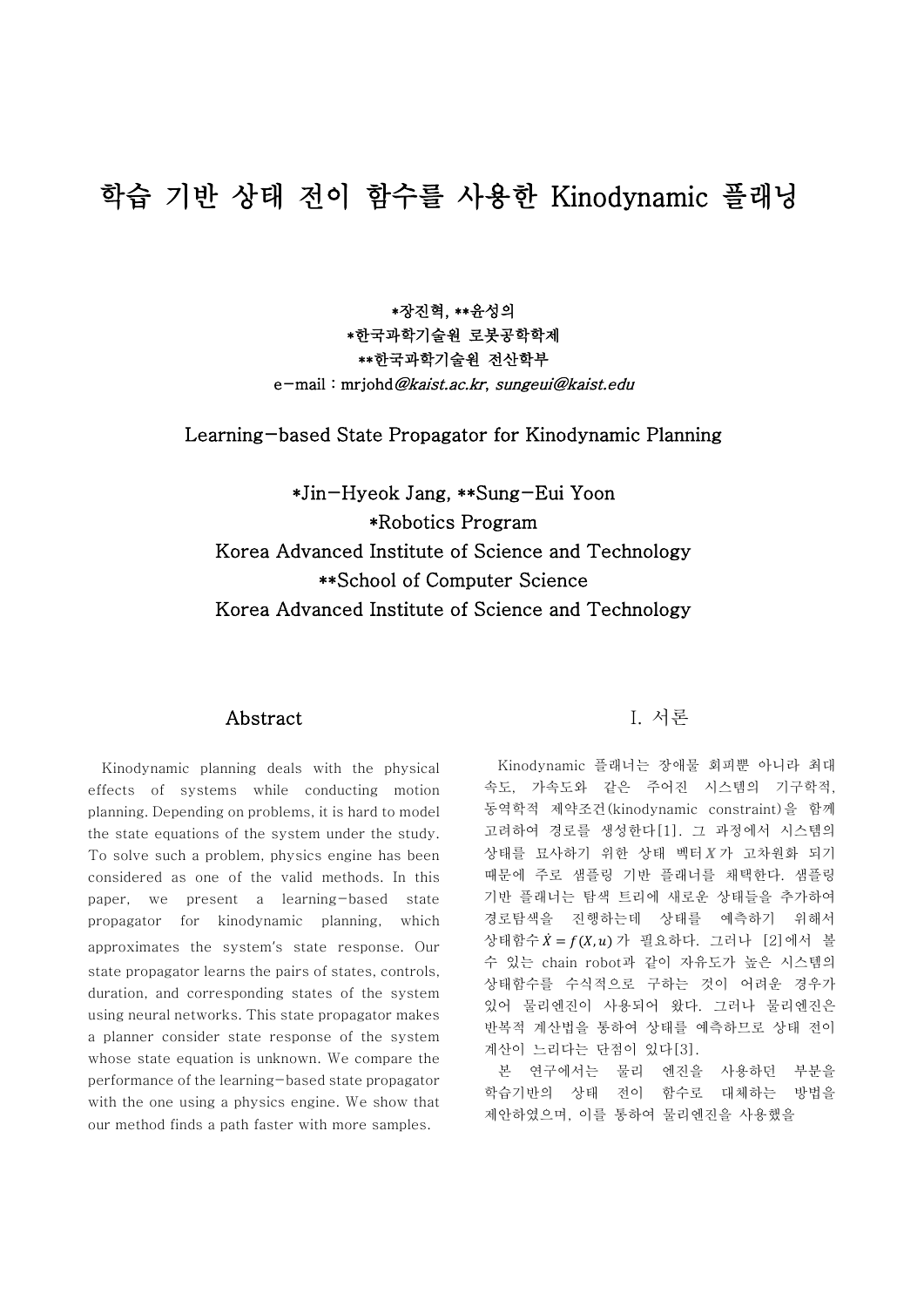# 학습 기반 상태 전이 함수를 사용한 Kinodynamic 플래닝

**\*장진혁, \*\*윤성의**
**\*한국과학기술원 로봇공학학제**
**\*\*한국과학기술원 전산학부**
e-mail : mrjohd*@kaist.ac.kr*, *sungeui@kaist.edu*

## Learning-based State Propagator for Kinodynamic Planning

\*Jin-Hyeok Jang, \*\*Sung-Eui Yoon
\*Robotics Program
Korea Advanced Institute of Science and Technology
\*\*School of Computer Science
Korea Advanced Institute of Science and Technology

## Abstract

Kinodynamic planning deals with the physical effects of systems while conducting motion planning. Depending on problems, it is hard to model the state equations of the system under the study. To solve such a problem, physics engine has been considered as one of the valid methods. In this paper, we present a learning-based state propagator for kinodynamic planning, which approximates the system's state response. Our state propagator learns the pairs of states, controls, duration, and corresponding states of the system using neural networks. This state propagator makes a planner consider state response of the system whose state equation is unknown. We compare the performance of the learning-based state propagator with the one using a physics engine. We show that our method finds a path faster with more samples.

## I. 서론

Kinodynamic 플래너는 장애물 회피뿐 아니라 최대 속도, 가속도와 같은 주어진 시스템의 기구학적, 동역학적 제약조건(kinodynamic constraint)을 함께 고려하여 경로를 생성한다[1]. 그 과정에서 시스템의 상태를 묘사하기 위한 상태 벡터 $X$가 고차원화 되기 때문에 주로 샘플링 기반 플래너를 채택한다. 샘플링 기반 플래너는 탐색 트리에 새로운 상태들을 추가하여 경로탐색을 진행하는데 상태를 예측하기 위해서 상태함수 $\dot{X} = f(X, u)$가 필요하다. 그러나 [2]에서 볼 수 있는 chain robot과 같이 자유도가 높은 시스템의 상태함수를 수식적으로 구하는 것이 어려운 경우가 있어 물리엔진이 사용되어 왔다. 그러나 물리엔진은 반복적 계산법을 통하여 상태를 예측하므로 상태 전이 계산이 느리다는 단점이 있다[3].

본 연구에서는 물리 엔진을 사용하던 부분을 학습기반의 상태 전이 함수로 대체하는 방법을 제안하였으며, 이를 통하여 물리엔진을 사용했을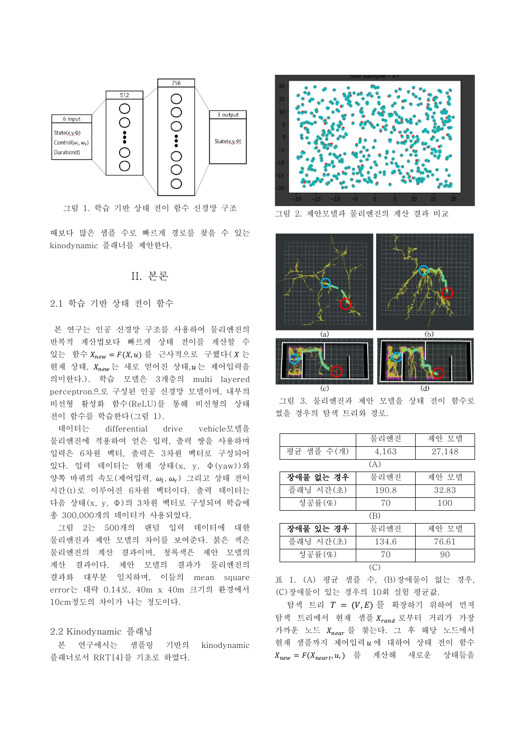그림 1. 학습 기반 상태 전이 함수 신경망 구조

때보다 많은 샘플 수로 빠르게 경로를 찾을 수 있는 kinodynamic 플래너를 제안한다.

## II. 본론

### 2.1 학습 기반 상태 전이 함수

본 연구는 인공 신경망 구조를 사용하여 물리엔진의 반복적 계산법보다 빠르게 상태 전이를 계산할 수 있는 함수 $X_{new} = F(X,u)$ 를 근사적으로 구했다( $X$ 는 현재 상태, $X_{new}$ 는 새로 얻어진 상태,$u$ 는 제어입력을 의미한다.). 학습 모델은 3개층의 multi layered perceptron으로 구성된 인공 신경망 모델이며, 내부의 비선형 활성화 함수(ReLU)를 통해 비선형의 상태 전이 함수를 학습한다(그림 1).

데이터는 differential drive vehicle모델을 물리엔진에 적용하여 얻은 입력, 출력 쌍을 사용하며 입력은 6차원 벡터, 출력은 3차원 벡터로 구성되어 있다. 입력 데이터는 현재 상태(x, y, Φ(yaw))와 양쪽 바퀴의 속도(제어입력, $\omega_l, \omega_r$) 그리고 상태 전이 시간(t)로 이루어진 6차원 벡터이다. 출력 데이터는 다음 상태(x, y, Φ)의 3차원 벡터로 구성되며 학습에 총 300,000개의 데이터가 사용되었다.

그림 2는 500개의 랜덤 입력 데이터에 대한 물리엔진과 제안 모델의 차이를 보여준다. 붉은 색은 물리엔진의 계산 결과이며, 청록색은 제안 모델의 계산 결과이다. 제안 모델의 결과가 물리엔진의 결과와 대부분 일치하며, 이들의 mean square error는 대략 0.14로, 40m x 40m 크기의 환경에서 10cm정도의 차이가 나는 정도이다.

### 2.2 Kinodynamic 플래닝

본 연구에서는 샘플링 기반의 kinodynamic 플래너로서 RRT[4]를 기초로 하였다.

그림 2. 제안모델과 물리엔진의 계산 결과 비교

그림 3. 물리엔진과 제안 모델을 상태 전이 함수로 썼을 경우의 탐색 트리와 경로.

| | 물리엔진 | 제안 모델 |
|---|---|---|
| 평균 샘플 수(개) | 4,163 | 27,148 |

(A)

| **장애물 없는 경우** | 물리엔진 | 제안 모델 |
|---|---|---|
| 플래닝 시간(초) | 190.8 | 32.83 |
| 성공률(%) | 70 | 100 |

(B)

| **장애물 있는 경우** | 물리엔진 | 제안 모델 |
|---|---|---|
| 플래닝 시간(초) | 134.6 | 76.61 |
| 성공률(%) | 70 | 90 |

(C)

표 1. (A) 평균 샘플 수, (B)장애물이 없는 경우, (C)장애물이 있는 경우의 10회 실험 평균값.

탐색 트리 $T = (V,E)$ 를 확장하기 위하여 먼저 탐색 트리에서 현재 샘플 $X_{rand}$ 로부터 거리가 가장 가까운 노드 $X_{near}$ 를 찾는다. 그 후 해당 노드에서 현재 샘플까지 제어입력 $u$ 에 대하여 상태 전이 함수 $X_{new} = F(X_{neart}, u_t)$ 를 계산해 새로운 상태들을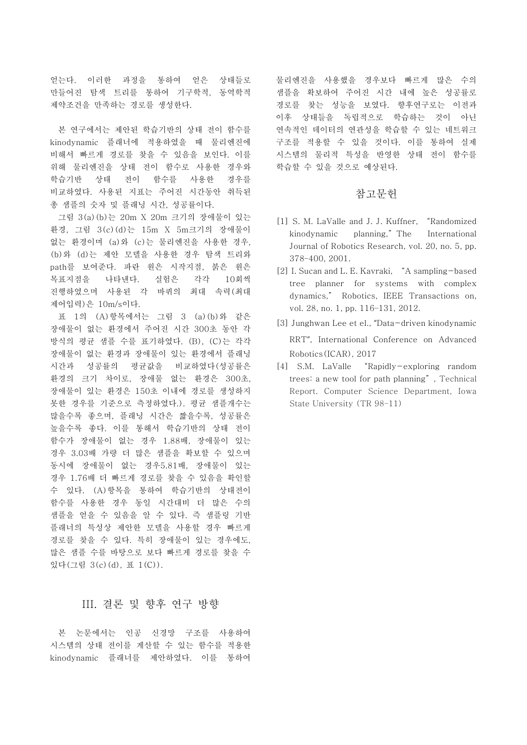얻는다. 이러한 과정을 통하여 얻은 상태들로 만들어진 탐색 트리를 통하여 기구학적, 동역학적 제약조건을 만족하는 경로를 생성한다.

본 연구에서는 제안된 학습기반의 상태 전이 함수를 kinodynamic 플래너에 적용하였을 때 물리엔진에 비해서 빠르게 경로를 찾을 수 있음을 보인다. 이를 위해 물리엔진을 상태 전이 함수로 사용한 경우와 학습기반 상태 전이 함수를 사용한 경우를 비교하였다. 사용된 지표는 주어진 시간동안 취득된 총 샘플의 숫자 및 플래닝 시간, 성공률이다.

그림 3(a)(b)는 20m X 20m 크기의 장애물이 있는 환경, 그림 3(c)(d)는 15m X 5m크기의 장애물이 없는 환경이며 (a)와 (c)는 물리엔진을 사용한 경우, (b)와 (d)는 제안 모델을 사용한 경우 탐색 트리와 path를 보여준다. 파란 원은 시작지점, 붉은 원은 목표지점을 나타낸다. 실험은 각각 10회씩 진행하였으며 사용된 각 바퀴의 최대 속력(최대 제어입력)은 10m/s이다.

표 1의 (A)항목에서는 그림 3 (a)(b)와 같은 장애물이 없는 환경에서 주어진 시간 300초 동안 각 방식의 평균 샘플 수를 표기하였다. (B), (C)는 각각 장애물이 없는 환경과 장애물이 있는 환경에서 플래닝 시간과 성공률의 평균값을 비교하였다(성공률은 환경의 크기 차이로, 장애물 없는 환경은 300초, 장애물이 있는 환경은 150초 이내에 경로를 생성하지 못한 경우를 기준으로 측정하였다.). 평균 샘플개수는 많을수록 좋으며, 플래닝 시간은 짧을수록, 성공률은 높을수록 좋다. 이를 통해서 학습기반의 상태 전이 함수가 장애물이 없는 경우 1.88배, 장애물이 있는 경우 3.03배 가량 더 많은 샘플을 확보할 수 있으며 동시에 장애물이 없는 경우5.81배, 장애물이 있는 경우 1.76배 더 빠르게 경로를 찾을 수 있음을 확인할 수 있다. (A)항목을 통하여 학습기반의 상태전이 함수를 사용한 경우 동일 시간대비 더 많은 수의 샘플을 얻을 수 있음을 알 수 있다. 즉 샘플링 기반 플래너의 특성상 제안한 모델을 사용할 경우 빠르게 경로를 찾을 수 있다. 특히 장애물이 있는 경우에도, 많은 샘플 수를 바탕으로 보다 빠르게 경로를 찾을 수 있다(그림 3(c)(d), 표 1(C)).

## III. 결론 및 향후 연구 방향

본 논문에서는 인공 신경망 구조를 사용하여 시스템의 상태 전이를 계산할 수 있는 함수를 적용한 kinodynamic 플래너를 제안하였다. 이를 통하여 물리엔진을 사용했을 경우보다 빠르게 많은 수의 샘플을 확보하여 주어진 시간 내에 높은 성공률로 경로를 찾는 성능을 보였다. 향후연구로는 이전과 이후 상태들을 독립적으로 학습하는 것이 아닌 연속적인 데이터의 연관성을 학습할 수 있는 네트워크 구조를 적용할 수 있을 것이다. 이를 통하여 실제 시스템의 물리적 특성을 반영한 상태 전이 함수를 학습할 수 있을 것으로 예상된다.

## 참고문헌

[1] S. M. LaValle and J. J. Kuffner, "Randomized kinodynamic planning," The International Journal of Robotics Research, vol. 20, no. 5, pp. 378-400, 2001.

[2] I. Sucan and L. E. Kavraki, "A sampling-based tree planner for systems with complex dynamics," Robotics, IEEE Transactions on, vol. 28, no. 1, pp. 116-131, 2012.

[3] Junghwan Lee et el., "Data-driven kinodynamic RRT", International Conference on Advanced Robotics(ICAR), 2017

[4] S.M. LaValle "Rapidly-exploring random trees: a new tool for path planning", Technical Report. Computer Science Department, Iowa State University (TR 98-11)